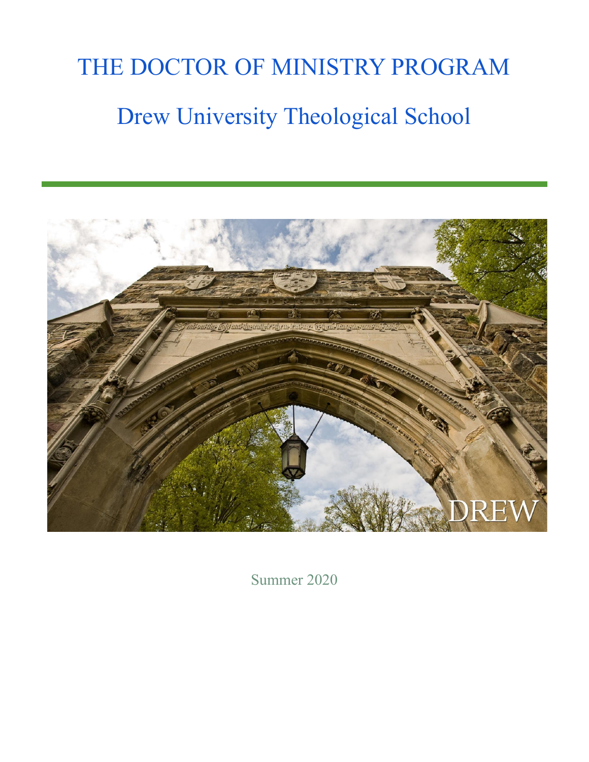# THE DOCTOR OF MINISTRY PROGRAM

## Drew University Theological School

Summer 2020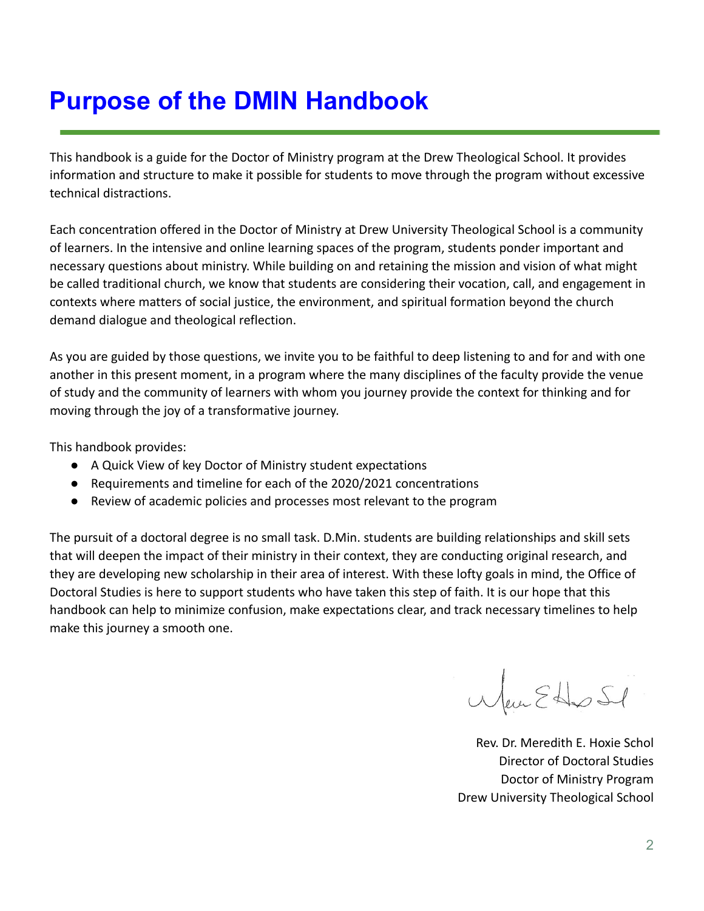# Purpose of the DMIN Handbook

This handbook is a guide for the Doctor of Ministry program at the Drew Theological School. It provides information and structure to make it possible for students to move through the program without excessive technical distractions.

Each concentration offered in the Doctor of Ministry at Drew University Theological School is a community of learners. In the intensive and online learning spaces of the program, students ponder important and necessary questions about ministry. While building on and retaining the mission and vision of what might be called traditional church, we know that students are considering their vocation, call, and engagement in contexts where matters of social justice, the environment, and spiritual formation beyond the church demand dialogue and theological reflection.

As you are guided by those questions, we invite you to be faithful to deep listening to and for and with one another in this present moment, in a program where the many disciplines of the faculty provide the venue of study and the community of learners with whom you journey provide the context for thinking and for moving through the joy of a transformative journey.

This handbook provides:

- A Quick View of key Doctor of Ministry student expectations
- Requirements and timeline for each of the 2020/2021 concentrations
- Review of academic policies and processes most relevant to the program

The pursuit of a doctoral degree is no small task. D.Min. students are building relationships and skill sets that will deepen the impact of their ministry in their context, they are conducting original research, and they are developing new scholarship in their area of interest. With these lofty goals in mind, the Office of Doctoral Studies is here to support students who have taken this step of faith. It is our hope that this handbook can help to minimize confusion, make expectations clear, and track necessary timelines to help make this journey a smooth one.

Rev. Dr. Meredith E. Hoxie Schol
Director of Doctoral Studies
Doctor of Ministry Program
Drew University Theological School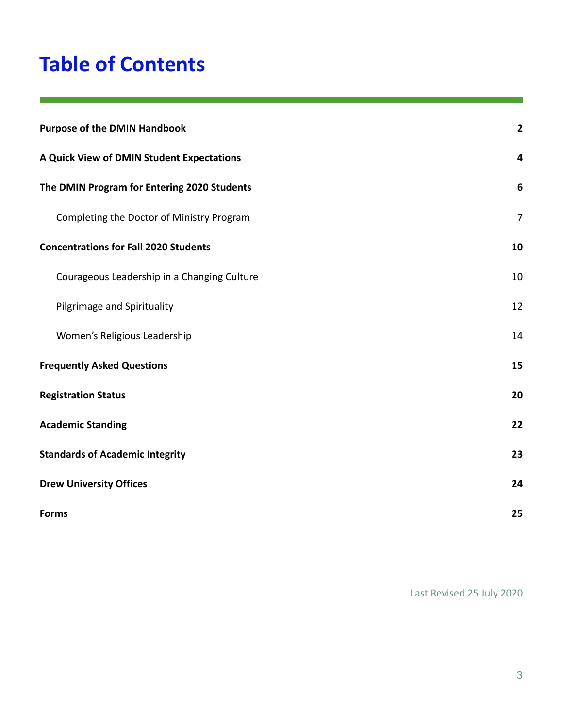# Table of Contents

| | |
|---|---|
| **Purpose of the DMIN Handbook** | **2** |
| **A Quick View of DMIN Student Expectations** | **4** |
| **The DMIN Program for Entering 2020 Students** | **6** |
| Completing the Doctor of Ministry Program | 7 |
| **Concentrations for Fall 2020 Students** | **10** |
| Courageous Leadership in a Changing Culture | 10 |
| Pilgrimage and Spirituality | 12 |
| Women's Religious Leadership | 14 |
| **Frequently Asked Questions** | **15** |
| **Registration Status** | **20** |
| **Academic Standing** | **22** |
| **Standards of Academic Integrity** | **23** |
| **Drew University Offices** | **24** |
| **Forms** | **25** |

Last Revised 25 July 2020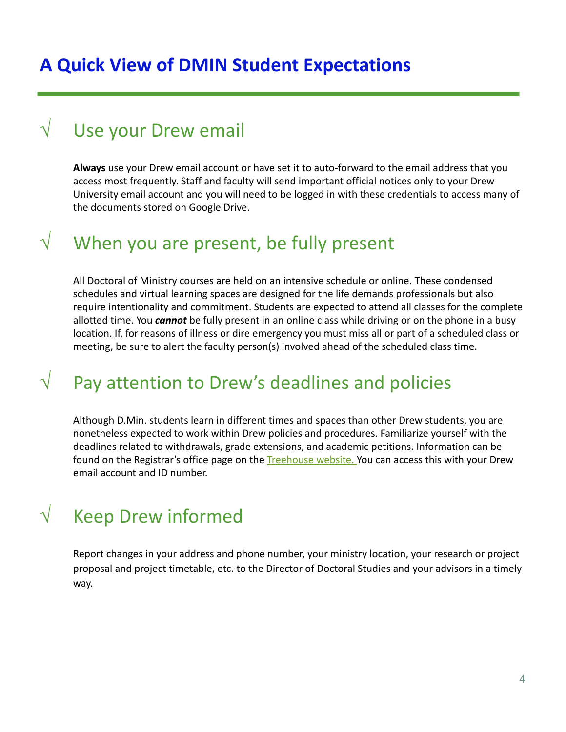# A Quick View of DMIN Student Expectations

## √ Use your Drew email

**Always** use your Drew email account or have set it to auto-forward to the email address that you access most frequently. Staff and faculty will send important official notices only to your Drew University email account and you will need to be logged in with these credentials to access many of the documents stored on Google Drive.

## √ When you are present, be fully present

All Doctoral of Ministry courses are held on an intensive schedule or online. These condensed schedules and virtual learning spaces are designed for the life demands professionals but also require intentionality and commitment. Students are expected to attend all classes for the complete allotted time. You ***cannot*** be fully present in an online class while driving or on the phone in a busy location. If, for reasons of illness or dire emergency you must miss all or part of a scheduled class or meeting, be sure to alert the faculty person(s) involved ahead of the scheduled class time.

## √ Pay attention to Drew's deadlines and policies

Although D.Min. students learn in different times and spaces than other Drew students, you are nonetheless expected to work within Drew policies and procedures. Familiarize yourself with the deadlines related to withdrawals, grade extensions, and academic petitions. Information can be found on the Registrar's office page on the Treehouse website. You can access this with your Drew email account and ID number.

## √ Keep Drew informed

Report changes in your address and phone number, your ministry location, your research or project proposal and project timetable, etc. to the Director of Doctoral Studies and your advisors in a timely way.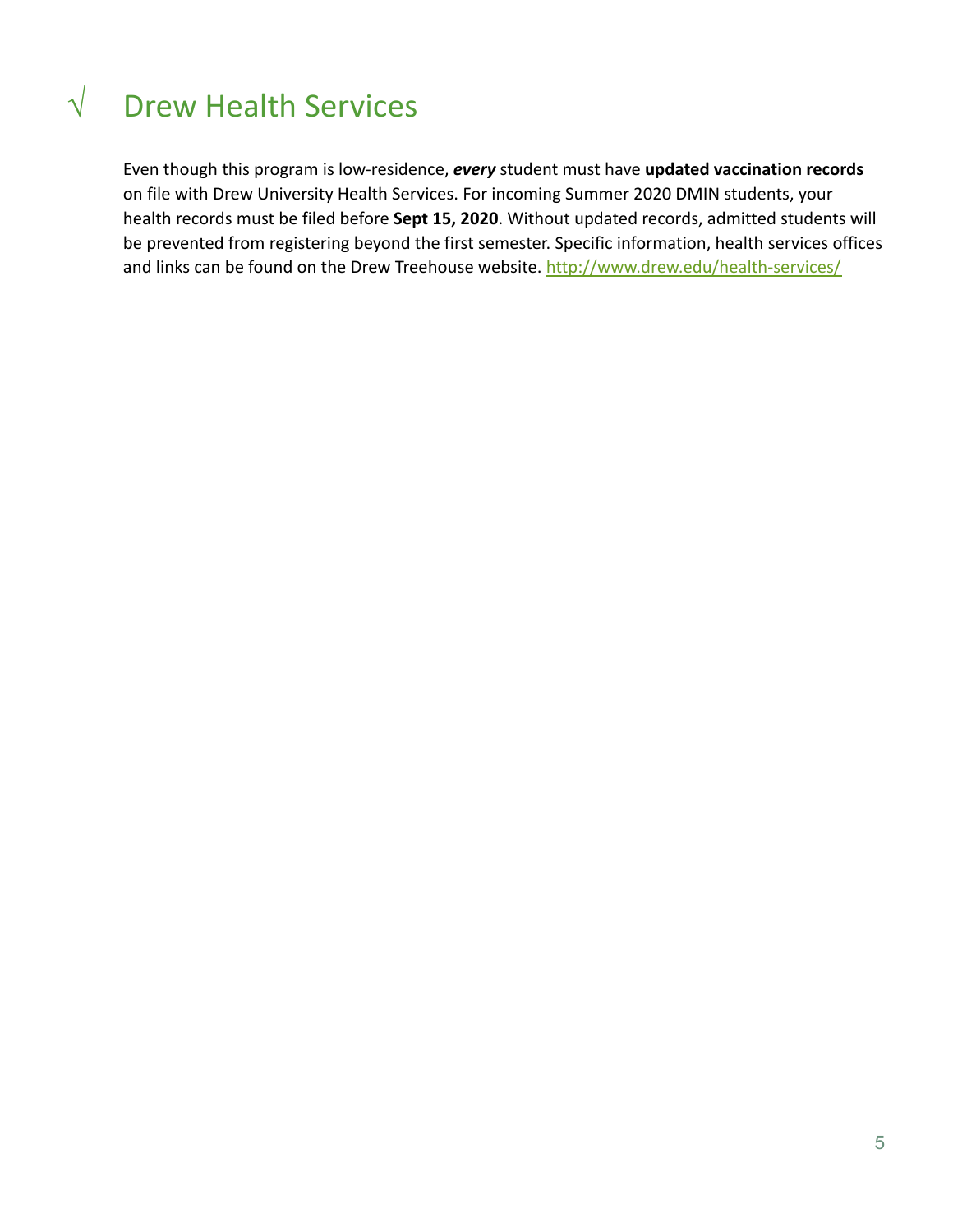# √ Drew Health Services

Even though this program is low-residence, ***every*** student must have **updated vaccination records** on file with Drew University Health Services. For incoming Summer 2020 DMIN students, your health records must be filed before **Sept 15, 2020**. Without updated records, admitted students will be prevented from registering beyond the first semester. Specific information, health services offices and links can be found on the Drew Treehouse website. http://www.drew.edu/health-services/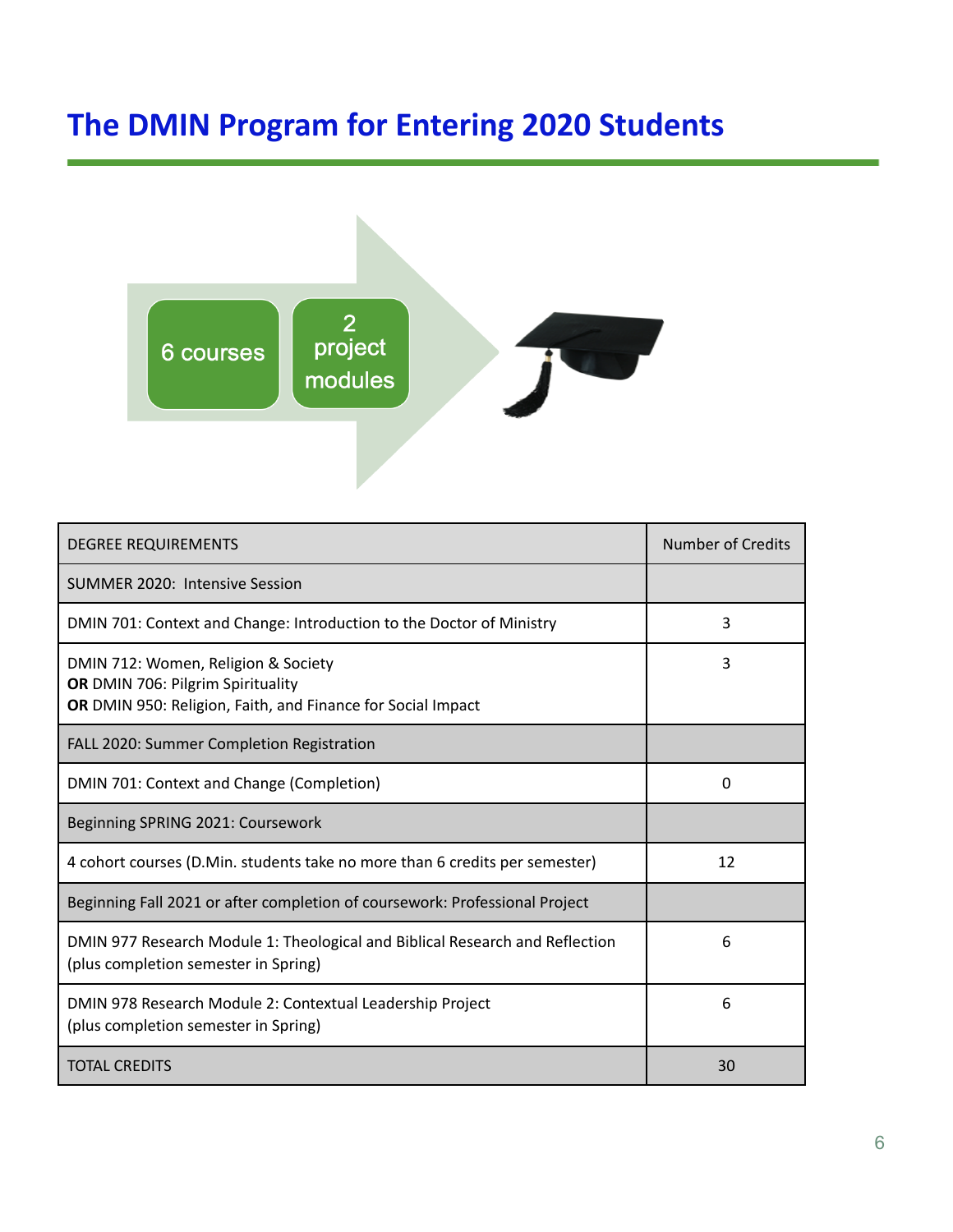# The DMIN Program for Entering 2020 Students

6 courses

2 project modules

| DEGREE REQUIREMENTS | Number of Credits |
|---|---|
| SUMMER 2020: Intensive Session | |
| DMIN 701: Context and Change: Introduction to the Doctor of Ministry | 3 |
| DMIN 712: Women, Religion & Society<br>**OR** DMIN 706: Pilgrim Spirituality<br>**OR** DMIN 950: Religion, Faith, and Finance for Social Impact | 3 |
| FALL 2020: Summer Completion Registration | |
| DMIN 701: Context and Change (Completion) | 0 |
| Beginning SPRING 2021: Coursework | |
| 4 cohort courses (D.Min. students take no more than 6 credits per semester) | 12 |
| Beginning Fall 2021 or after completion of coursework: Professional Project | |
| DMIN 977 Research Module 1: Theological and Biblical Research and Reflection (plus completion semester in Spring) | 6 |
| DMIN 978 Research Module 2: Contextual Leadership Project (plus completion semester in Spring) | 6 |
| TOTAL CREDITS | 30 |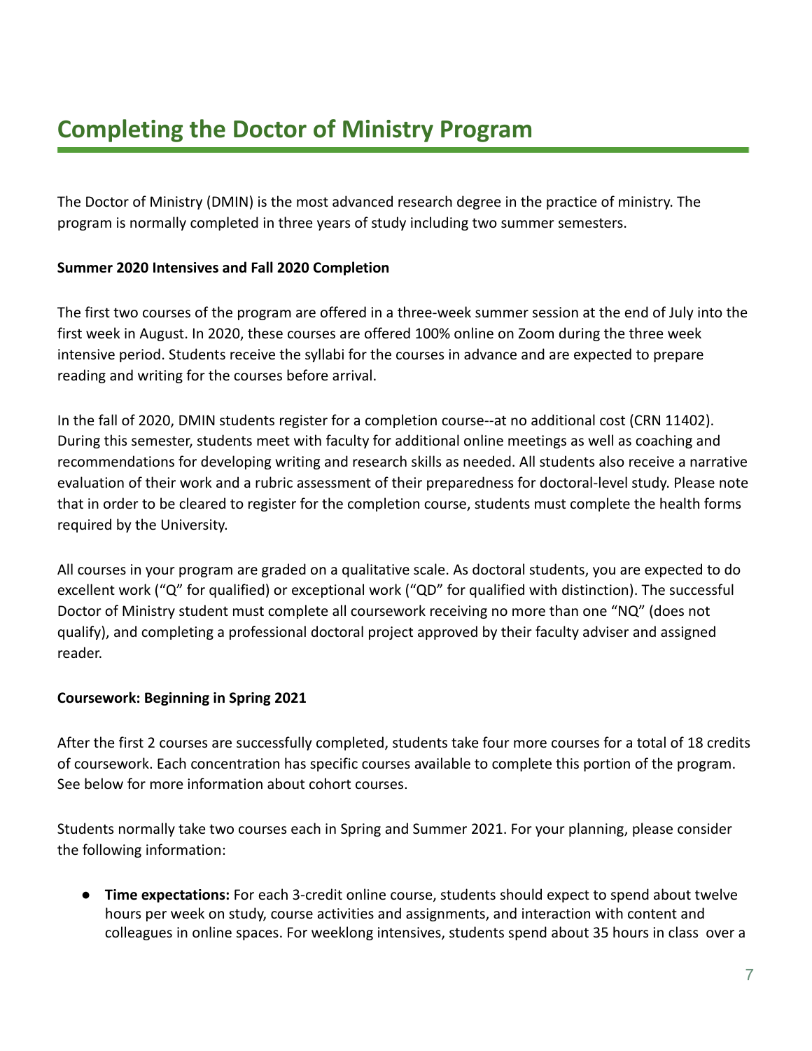# Completing the Doctor of Ministry Program

The Doctor of Ministry (DMIN) is the most advanced research degree in the practice of ministry. The program is normally completed in three years of study including two summer semesters.

**Summer 2020 Intensives and Fall 2020 Completion**

The first two courses of the program are offered in a three-week summer session at the end of July into the first week in August. In 2020, these courses are offered 100% online on Zoom during the three week intensive period. Students receive the syllabi for the courses in advance and are expected to prepare reading and writing for the courses before arrival.

In the fall of 2020, DMIN students register for a completion course--at no additional cost (CRN 11402). During this semester, students meet with faculty for additional online meetings as well as coaching and recommendations for developing writing and research skills as needed. All students also receive a narrative evaluation of their work and a rubric assessment of their preparedness for doctoral-level study. Please note that in order to be cleared to register for the completion course, students must complete the health forms required by the University.

All courses in your program are graded on a qualitative scale. As doctoral students, you are expected to do excellent work ("Q" for qualified) or exceptional work ("QD" for qualified with distinction). The successful Doctor of Ministry student must complete all coursework receiving no more than one "NQ" (does not qualify), and completing a professional doctoral project approved by their faculty adviser and assigned reader.

**Coursework: Beginning in Spring 2021**

After the first 2 courses are successfully completed, students take four more courses for a total of 18 credits of coursework. Each concentration has specific courses available to complete this portion of the program. See below for more information about cohort courses.

Students normally take two courses each in Spring and Summer 2021. For your planning, please consider the following information:

- **Time expectations:** For each 3-credit online course, students should expect to spend about twelve hours per week on study, course activities and assignments, and interaction with content and colleagues in online spaces. For weeklong intensives, students spend about 35 hours in class over a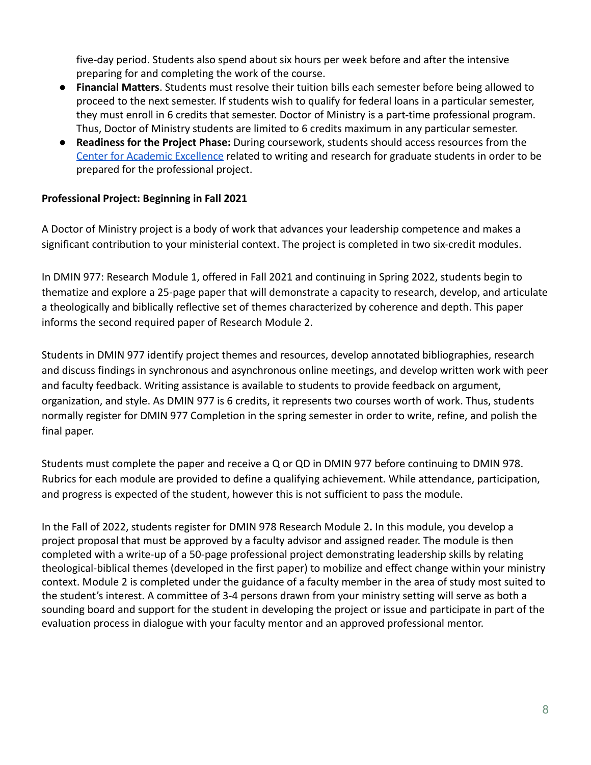five-day period. Students also spend about six hours per week before and after the intensive preparing for and completing the work of the course.

- **Financial Matters**. Students must resolve their tuition bills each semester before being allowed to proceed to the next semester. If students wish to qualify for federal loans in a particular semester, they must enroll in 6 credits that semester. Doctor of Ministry is a part-time professional program. Thus, Doctor of Ministry students are limited to 6 credits maximum in any particular semester.
- **Readiness for the Project Phase:** During coursework, students should access resources from the Center for Academic Excellence related to writing and research for graduate students in order to be prepared for the professional project.

**Professional Project: Beginning in Fall 2021**

A Doctor of Ministry project is a body of work that advances your leadership competence and makes a significant contribution to your ministerial context. The project is completed in two six-credit modules.

In DMIN 977: Research Module 1, offered in Fall 2021 and continuing in Spring 2022, students begin to thematize and explore a 25-page paper that will demonstrate a capacity to research, develop, and articulate a theologically and biblically reflective set of themes characterized by coherence and depth. This paper informs the second required paper of Research Module 2.

Students in DMIN 977 identify project themes and resources, develop annotated bibliographies, research and discuss findings in synchronous and asynchronous online meetings, and develop written work with peer and faculty feedback. Writing assistance is available to students to provide feedback on argument, organization, and style. As DMIN 977 is 6 credits, it represents two courses worth of work. Thus, students normally register for DMIN 977 Completion in the spring semester in order to write, refine, and polish the final paper.

Students must complete the paper and receive a Q or QD in DMIN 977 before continuing to DMIN 978. Rubrics for each module are provided to define a qualifying achievement. While attendance, participation, and progress is expected of the student, however this is not sufficient to pass the module.

In the Fall of 2022, students register for DMIN 978 Research Module 2**.** In this module, you develop a project proposal that must be approved by a faculty advisor and assigned reader. The module is then completed with a write-up of a 50-page professional project demonstrating leadership skills by relating theological-biblical themes (developed in the first paper) to mobilize and effect change within your ministry context. Module 2 is completed under the guidance of a faculty member in the area of study most suited to the student's interest. A committee of 3-4 persons drawn from your ministry setting will serve as both a sounding board and support for the student in developing the project or issue and participate in part of the evaluation process in dialogue with your faculty mentor and an approved professional mentor.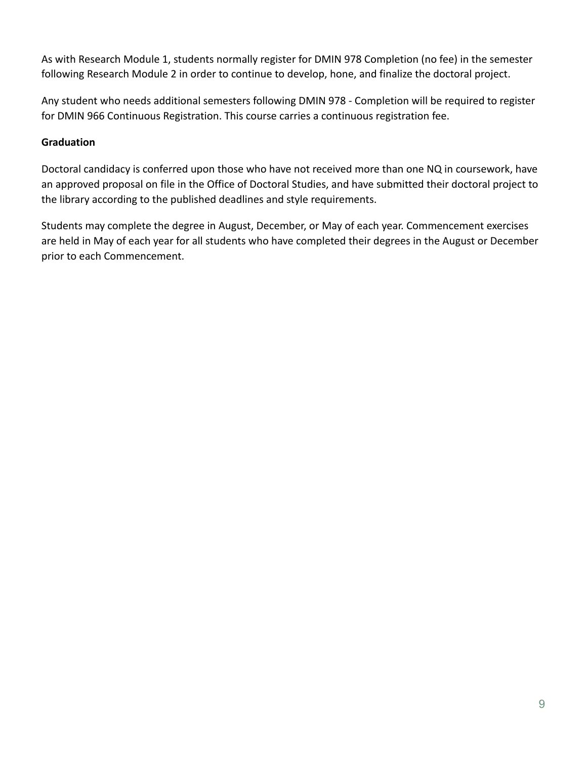As with Research Module 1, students normally register for DMIN 978 Completion (no fee) in the semester following Research Module 2 in order to continue to develop, hone, and finalize the doctoral project.

Any student who needs additional semesters following DMIN 978 - Completion will be required to register for DMIN 966 Continuous Registration. This course carries a continuous registration fee.

**Graduation**

Doctoral candidacy is conferred upon those who have not received more than one NQ in coursework, have an approved proposal on file in the Office of Doctoral Studies, and have submitted their doctoral project to the library according to the published deadlines and style requirements.

Students may complete the degree in August, December, or May of each year. Commencement exercises are held in May of each year for all students who have completed their degrees in the August or December prior to each Commencement.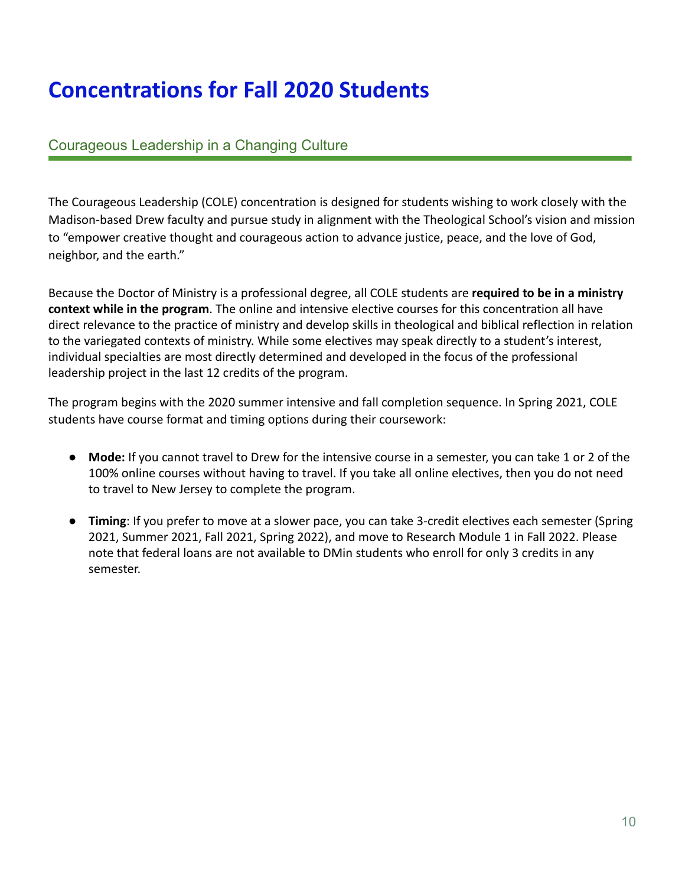# Concentrations for Fall 2020 Students

## Courageous Leadership in a Changing Culture

The Courageous Leadership (COLE) concentration is designed for students wishing to work closely with the Madison-based Drew faculty and pursue study in alignment with the Theological School's vision and mission to "empower creative thought and courageous action to advance justice, peace, and the love of God, neighbor, and the earth."

Because the Doctor of Ministry is a professional degree, all COLE students are **required to be in a ministry context while in the program**. The online and intensive elective courses for this concentration all have direct relevance to the practice of ministry and develop skills in theological and biblical reflection in relation to the variegated contexts of ministry. While some electives may speak directly to a student's interest, individual specialties are most directly determined and developed in the focus of the professional leadership project in the last 12 credits of the program.

The program begins with the 2020 summer intensive and fall completion sequence. In Spring 2021, COLE students have course format and timing options during their coursework:

- **Mode:** If you cannot travel to Drew for the intensive course in a semester, you can take 1 or 2 of the 100% online courses without having to travel. If you take all online electives, then you do not need to travel to New Jersey to complete the program.
- **Timing**: If you prefer to move at a slower pace, you can take 3-credit electives each semester (Spring 2021, Summer 2021, Fall 2021, Spring 2022), and move to Research Module 1 in Fall 2022. Please note that federal loans are not available to DMin students who enroll for only 3 credits in any semester.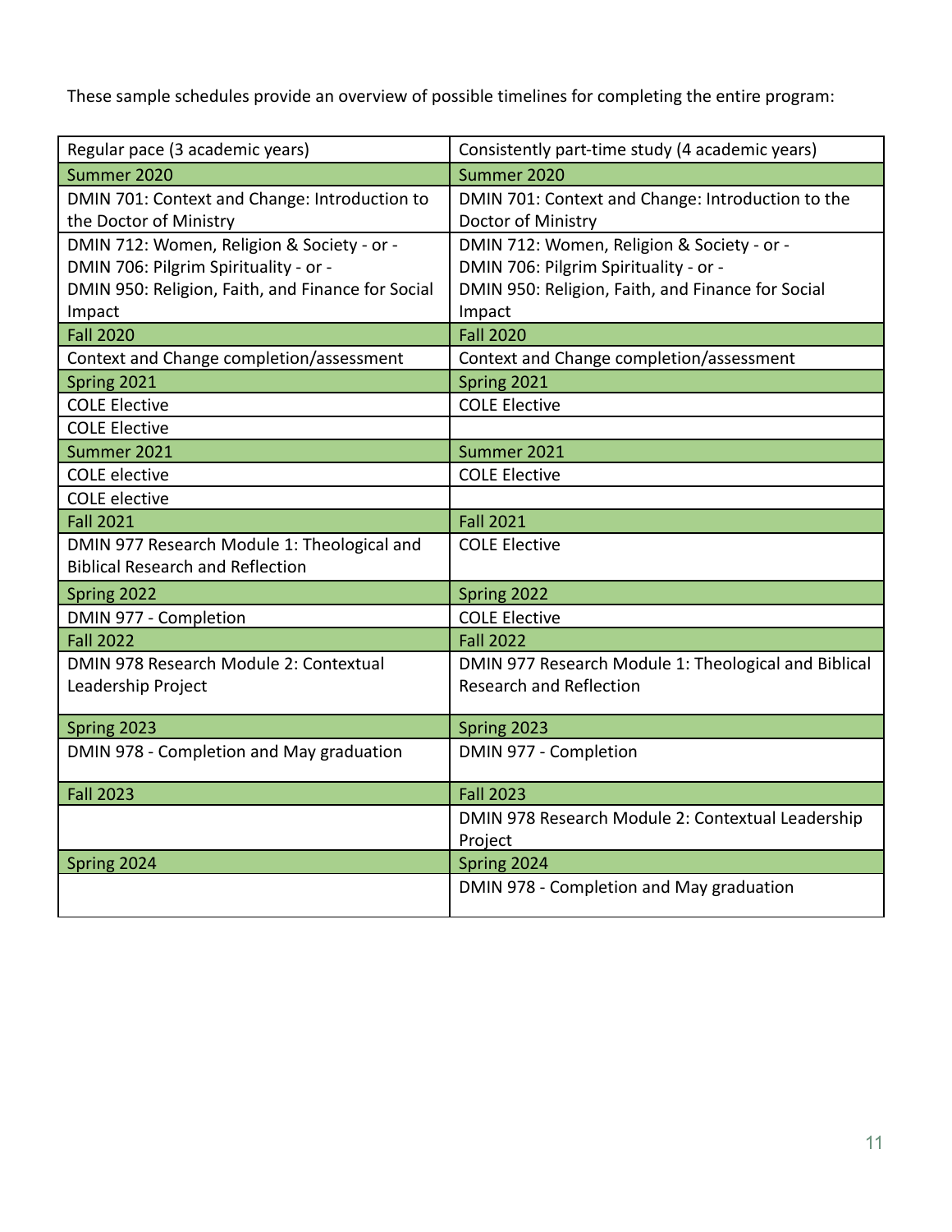These sample schedules provide an overview of possible timelines for completing the entire program:

| Regular pace (3 academic years) | Consistently part-time study (4 academic years) |
| --- | --- |
| Summer 2020 | Summer 2020 |
| DMIN 701: Context and Change: Introduction to the Doctor of Ministry | DMIN 701: Context and Change: Introduction to the Doctor of Ministry |
| DMIN 712: Women, Religion & Society - or -<br>DMIN 706: Pilgrim Spirituality - or -<br>DMIN 950: Religion, Faith, and Finance for Social Impact | DMIN 712: Women, Religion & Society - or -<br>DMIN 706: Pilgrim Spirituality - or -<br>DMIN 950: Religion, Faith, and Finance for Social Impact |
| Fall 2020 | Fall 2020 |
| Context and Change completion/assessment | Context and Change completion/assessment |
| Spring 2021 | Spring 2021 |
| COLE Elective | COLE Elective |
| COLE Elective | |
| Summer 2021 | Summer 2021 |
| COLE elective | COLE Elective |
| COLE elective | |
| Fall 2021 | Fall 2021 |
| DMIN 977 Research Module 1: Theological and Biblical Research and Reflection | COLE Elective |
| Spring 2022 | Spring 2022 |
| DMIN 977 - Completion | COLE Elective |
| Fall 2022 | Fall 2022 |
| DMIN 978 Research Module 2: Contextual Leadership Project | DMIN 977 Research Module 1: Theological and Biblical Research and Reflection |
| Spring 2023 | Spring 2023 |
| DMIN 978 - Completion and May graduation | DMIN 977 - Completion |
| Fall 2023 | Fall 2023 |
| | DMIN 978 Research Module 2: Contextual Leadership Project |
| Spring 2024 | Spring 2024 |
| | DMIN 978 - Completion and May graduation |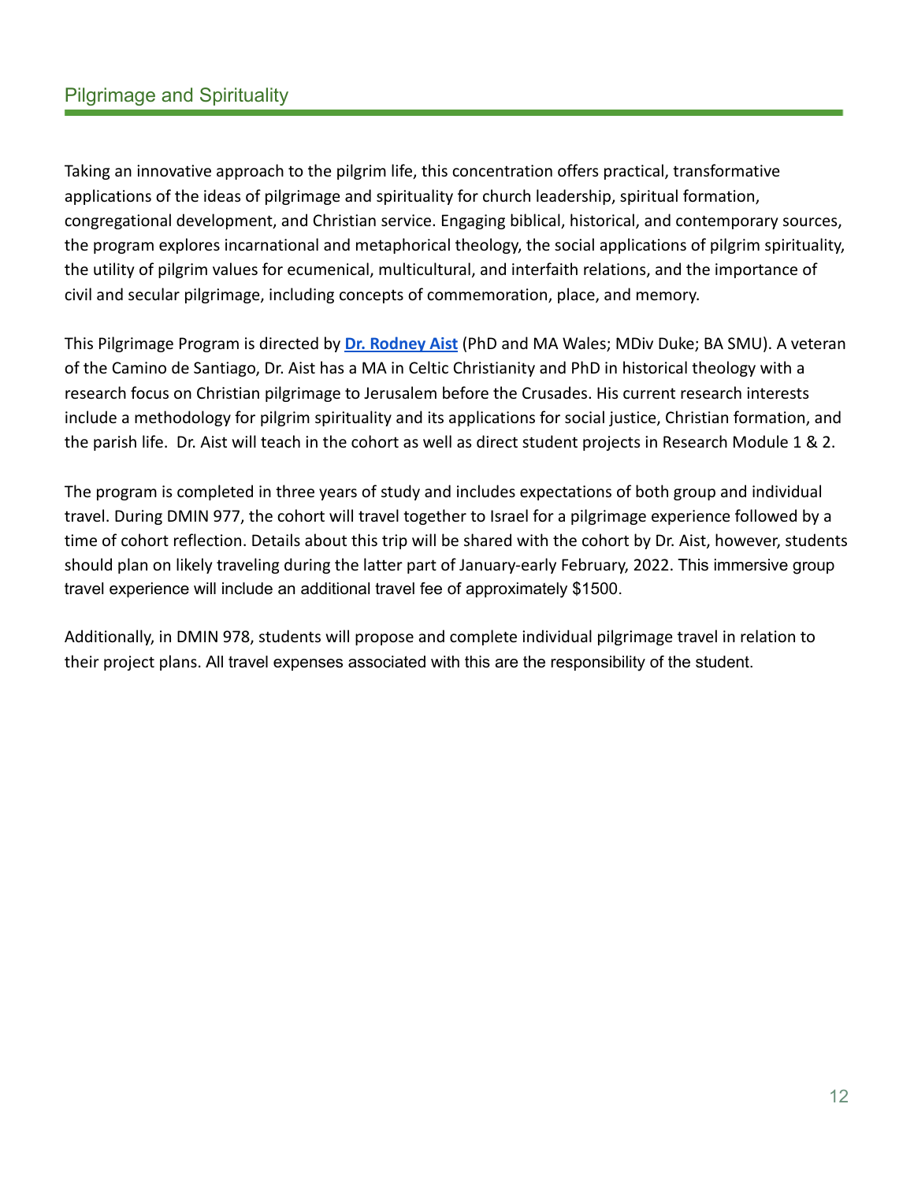## Pilgrimage and Spirituality

Taking an innovative approach to the pilgrim life, this concentration offers practical, transformative applications of the ideas of pilgrimage and spirituality for church leadership, spiritual formation, congregational development, and Christian service. Engaging biblical, historical, and contemporary sources, the program explores incarnational and metaphorical theology, the social applications of pilgrim spirituality, the utility of pilgrim values for ecumenical, multicultural, and interfaith relations, and the importance of civil and secular pilgrimage, including concepts of commemoration, place, and memory.

This Pilgrimage Program is directed by **Dr. Rodney Aist** (PhD and MA Wales; MDiv Duke; BA SMU). A veteran of the Camino de Santiago, Dr. Aist has a MA in Celtic Christianity and PhD in historical theology with a research focus on Christian pilgrimage to Jerusalem before the Crusades. His current research interests include a methodology for pilgrim spirituality and its applications for social justice, Christian formation, and the parish life. Dr. Aist will teach in the cohort as well as direct student projects in Research Module 1 & 2.

The program is completed in three years of study and includes expectations of both group and individual travel. During DMIN 977, the cohort will travel together to Israel for a pilgrimage experience followed by a time of cohort reflection. Details about this trip will be shared with the cohort by Dr. Aist, however, students should plan on likely traveling during the latter part of January-early February, 2022. This immersive group travel experience will include an additional travel fee of approximately $1500.

Additionally, in DMIN 978, students will propose and complete individual pilgrimage travel in relation to their project plans. All travel expenses associated with this are the responsibility of the student.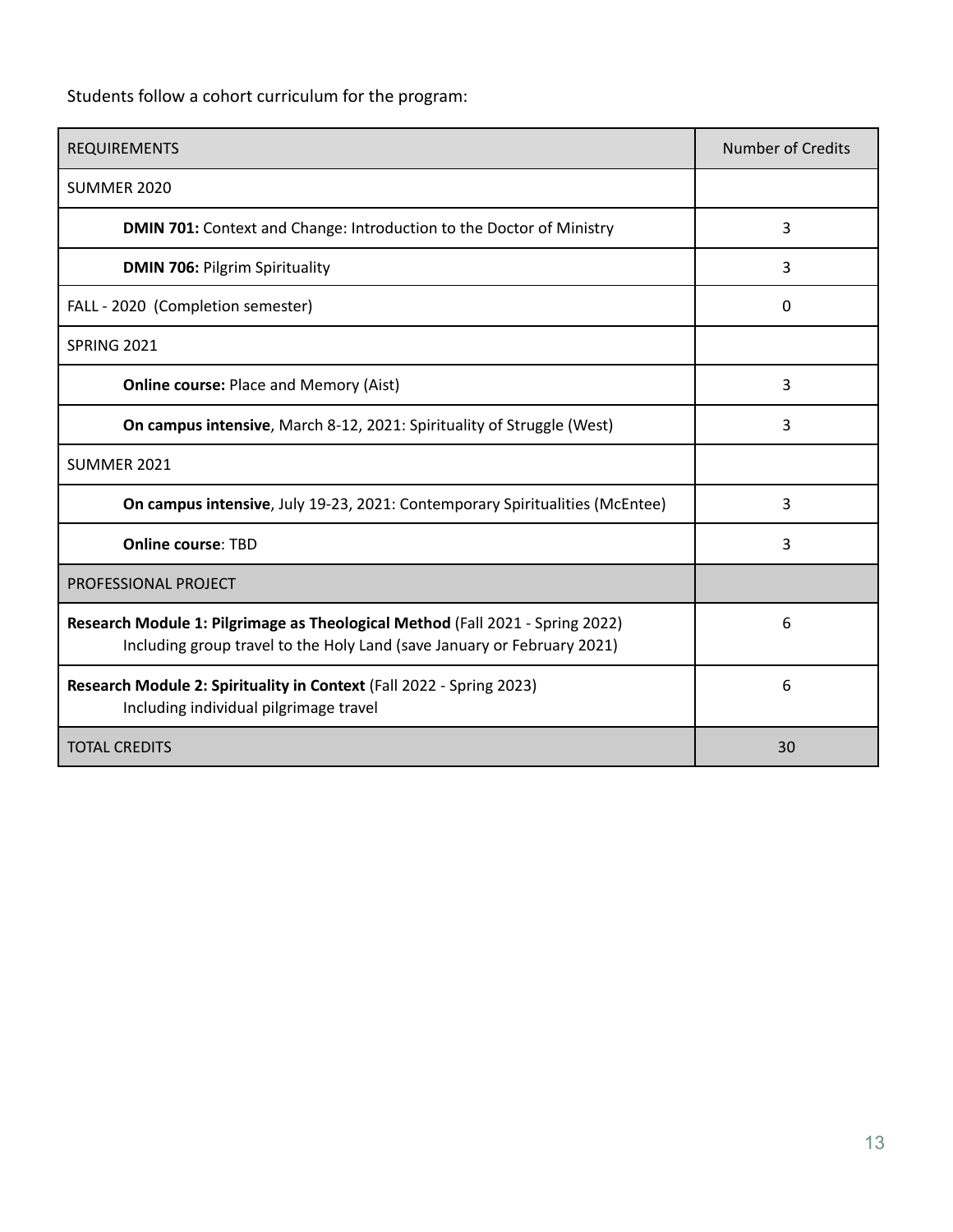Students follow a cohort curriculum for the program:

| REQUIREMENTS | Number of Credits |
| --- | --- |
| SUMMER 2020 | |
| **DMIN 701:** Context and Change: Introduction to the Doctor of Ministry | 3 |
| **DMIN 706:** Pilgrim Spirituality | 3 |
| FALL - 2020 (Completion semester) | 0 |
| SPRING 2021 | |
| **Online course:** Place and Memory (Aist) | 3 |
| **On campus intensive**, March 8-12, 2021: Spirituality of Struggle (West) | 3 |
| SUMMER 2021 | |
| **On campus intensive**, July 19-23, 2021: Contemporary Spiritualities (McEntee) | 3 |
| **Online course**: TBD | 3 |
| PROFESSIONAL PROJECT | |
| **Research Module 1: Pilgrimage as Theological Method** (Fall 2021 - Spring 2022) Including group travel to the Holy Land (save January or February 2021) | 6 |
| **Research Module 2: Spirituality in Context** (Fall 2022 - Spring 2023) Including individual pilgrimage travel | 6 |
| TOTAL CREDITS | 30 |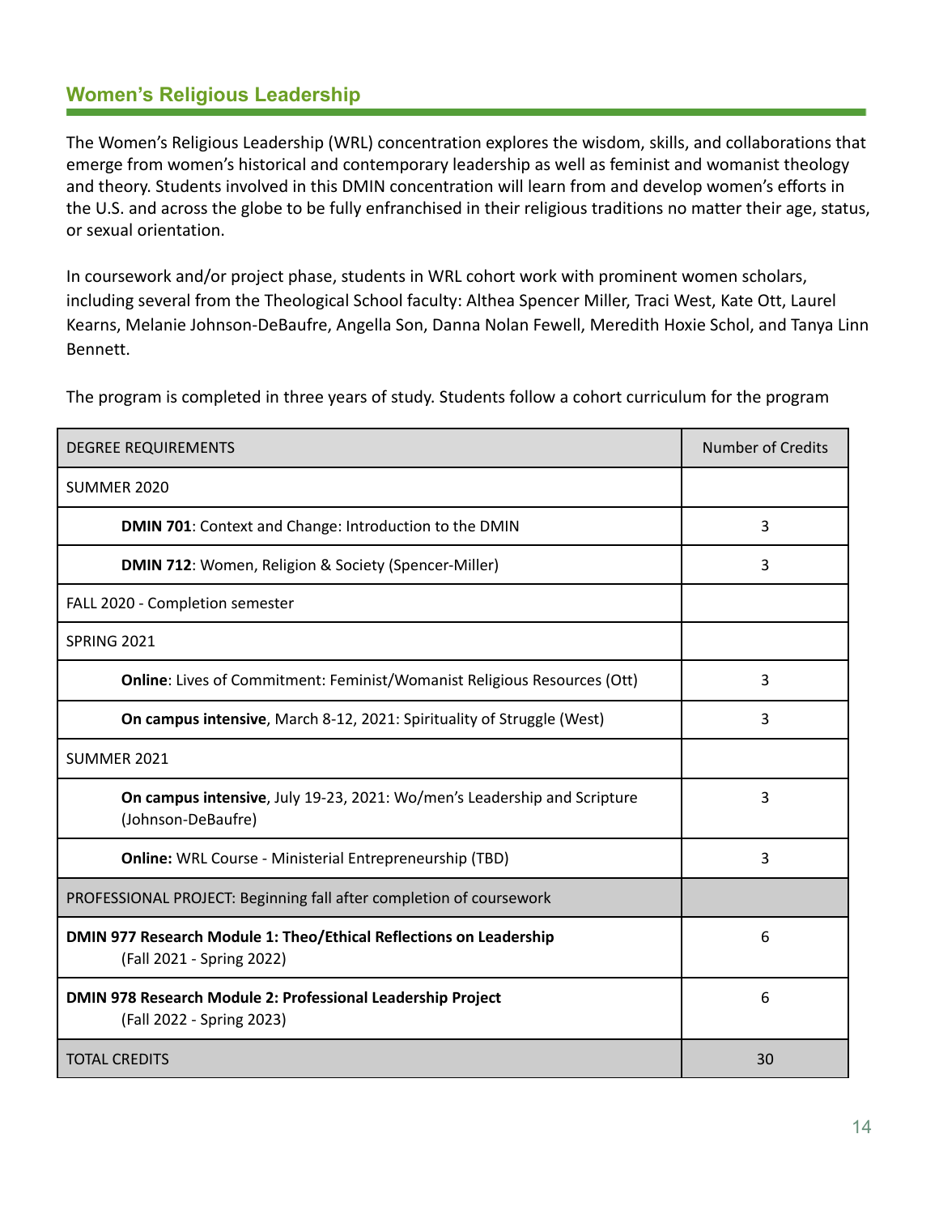## Women's Religious Leadership

The Women's Religious Leadership (WRL) concentration explores the wisdom, skills, and collaborations that emerge from women's historical and contemporary leadership as well as feminist and womanist theology and theory. Students involved in this DMIN concentration will learn from and develop women's efforts in the U.S. and across the globe to be fully enfranchised in their religious traditions no matter their age, status, or sexual orientation.

In coursework and/or project phase, students in WRL cohort work with prominent women scholars, including several from the Theological School faculty: Althea Spencer Miller, Traci West, Kate Ott, Laurel Kearns, Melanie Johnson-DeBaufre, Angella Son, Danna Nolan Fewell, Meredith Hoxie Schol, and Tanya Linn Bennett.

The program is completed in three years of study. Students follow a cohort curriculum for the program

| DEGREE REQUIREMENTS | Number of Credits |
| --- | --- |
| SUMMER 2020 | |
| **DMIN 701**: Context and Change: Introduction to the DMIN | 3 |
| **DMIN 712**: Women, Religion & Society (Spencer-Miller) | 3 |
| FALL 2020 - Completion semester | |
| SPRING 2021 | |
| **Online**: Lives of Commitment: Feminist/Womanist Religious Resources (Ott) | 3 |
| **On campus intensive**, March 8-12, 2021: Spirituality of Struggle (West) | 3 |
| SUMMER 2021 | |
| **On campus intensive**, July 19-23, 2021: Wo/men's Leadership and Scripture (Johnson-DeBaufre) | 3 |
| **Online:** WRL Course - Ministerial Entrepreneurship (TBD) | 3 |
| PROFESSIONAL PROJECT: Beginning fall after completion of coursework | |
| **DMIN 977 Research Module 1: Theo/Ethical Reflections on Leadership** (Fall 2021 - Spring 2022) | 6 |
| **DMIN 978 Research Module 2: Professional Leadership Project** (Fall 2022 - Spring 2023) | 6 |
| TOTAL CREDITS | 30 |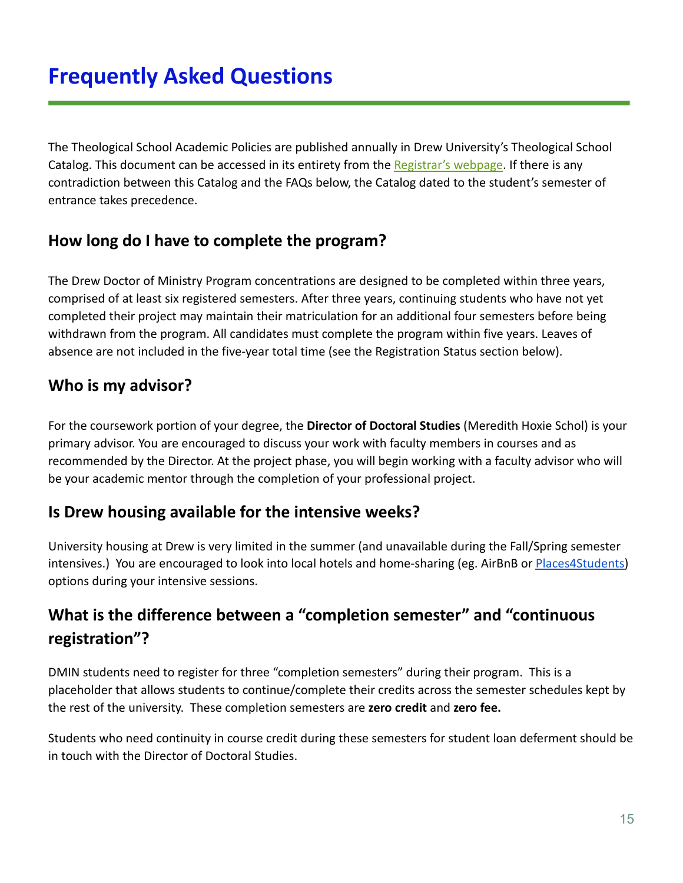# Frequently Asked Questions

The Theological School Academic Policies are published annually in Drew University's Theological School Catalog. This document can be accessed in its entirety from the [Registrar's webpage](). If there is any contradiction between this Catalog and the FAQs below, the Catalog dated to the student's semester of entrance takes precedence.

## How long do I have to complete the program?

The Drew Doctor of Ministry Program concentrations are designed to be completed within three years, comprised of at least six registered semesters. After three years, continuing students who have not yet completed their project may maintain their matriculation for an additional four semesters before being withdrawn from the program. All candidates must complete the program within five years. Leaves of absence are not included in the five-year total time (see the Registration Status section below).

## Who is my advisor?

For the coursework portion of your degree, the **Director of Doctoral Studies** (Meredith Hoxie Schol) is your primary advisor. You are encouraged to discuss your work with faculty members in courses and as recommended by the Director. At the project phase, you will begin working with a faculty advisor who will be your academic mentor through the completion of your professional project.

## Is Drew housing available for the intensive weeks?

University housing at Drew is very limited in the summer (and unavailable during the Fall/Spring semester intensives.) You are encouraged to look into local hotels and home-sharing (eg. AirBnB or [Places4Students]()) options during your intensive sessions.

## What is the difference between a "completion semester" and "continuous registration"?

DMIN students need to register for three "completion semesters" during their program. This is a placeholder that allows students to continue/complete their credits across the semester schedules kept by the rest of the university. These completion semesters are **zero credit** and **zero fee.**

Students who need continuity in course credit during these semesters for student loan deferment should be in touch with the Director of Doctoral Studies.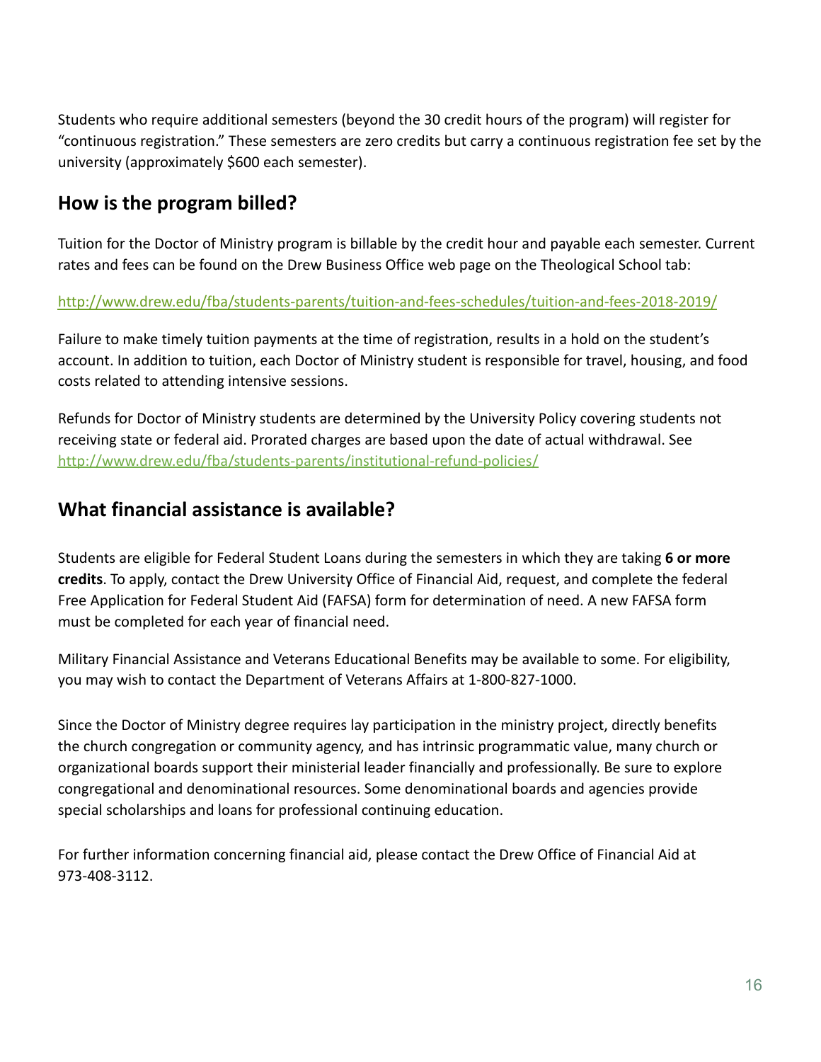Students who require additional semesters (beyond the 30 credit hours of the program) will register for "continuous registration." These semesters are zero credits but carry a continuous registration fee set by the university (approximately $600 each semester).

## How is the program billed?

Tuition for the Doctor of Ministry program is billable by the credit hour and payable each semester. Current rates and fees can be found on the Drew Business Office web page on the Theological School tab:

http://www.drew.edu/fba/students-parents/tuition-and-fees-schedules/tuition-and-fees-2018-2019/

Failure to make timely tuition payments at the time of registration, results in a hold on the student's account. In addition to tuition, each Doctor of Ministry student is responsible for travel, housing, and food costs related to attending intensive sessions.

Refunds for Doctor of Ministry students are determined by the University Policy covering students not receiving state or federal aid. Prorated charges are based upon the date of actual withdrawal. See http://www.drew.edu/fba/students-parents/institutional-refund-policies/

## What financial assistance is available?

Students are eligible for Federal Student Loans during the semesters in which they are taking **6 or more credits**. To apply, contact the Drew University Office of Financial Aid, request, and complete the federal Free Application for Federal Student Aid (FAFSA) form for determination of need. A new FAFSA form must be completed for each year of financial need.

Military Financial Assistance and Veterans Educational Benefits may be available to some. For eligibility, you may wish to contact the Department of Veterans Affairs at 1-800-827-1000.

Since the Doctor of Ministry degree requires lay participation in the ministry project, directly benefits the church congregation or community agency, and has intrinsic programmatic value, many church or organizational boards support their ministerial leader financially and professionally. Be sure to explore congregational and denominational resources. Some denominational boards and agencies provide special scholarships and loans for professional continuing education.

For further information concerning financial aid, please contact the Drew Office of Financial Aid at 973-408-3112.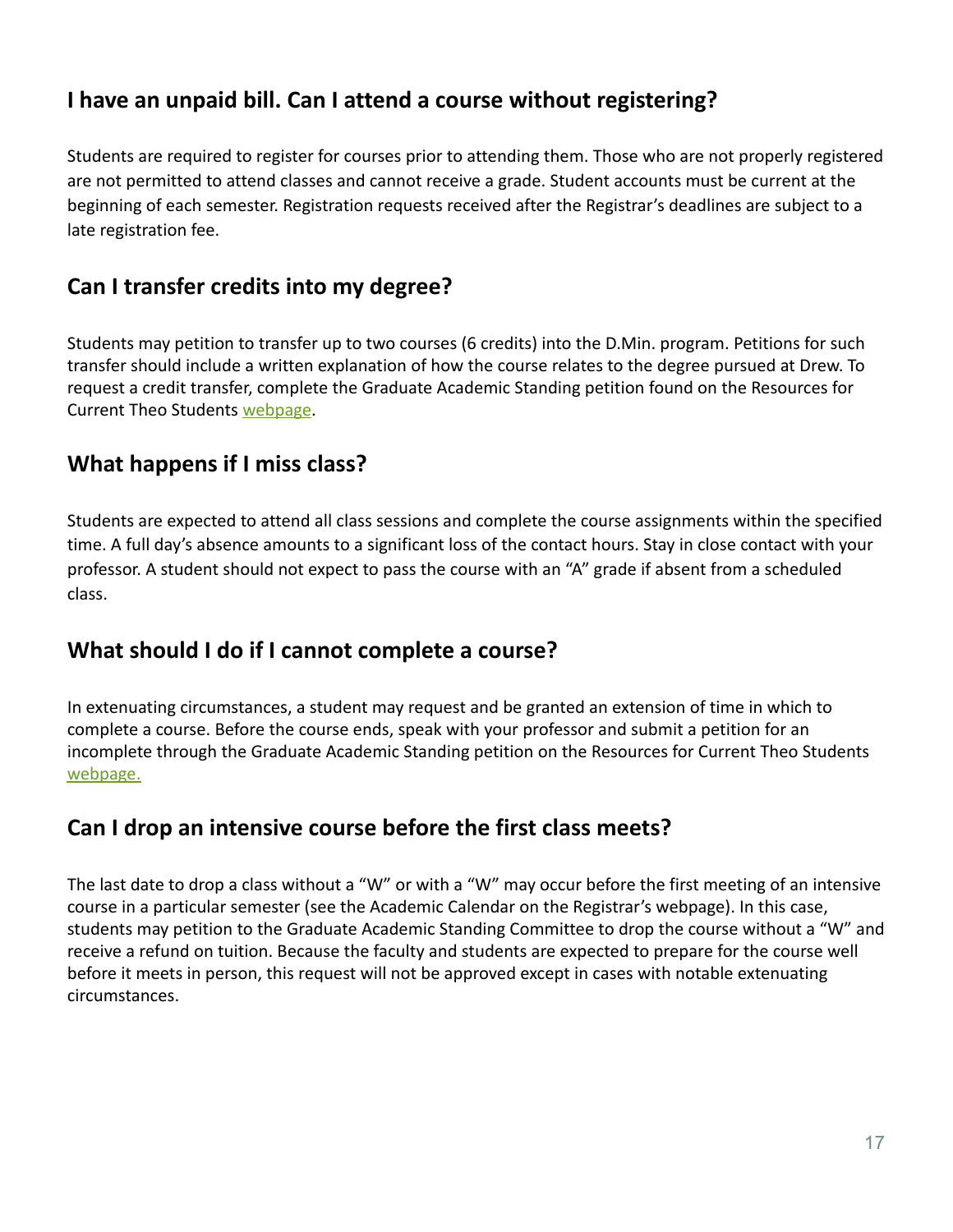## I have an unpaid bill. Can I attend a course without registering?

Students are required to register for courses prior to attending them. Those who are not properly registered are not permitted to attend classes and cannot receive a grade. Student accounts must be current at the beginning of each semester. Registration requests received after the Registrar's deadlines are subject to a late registration fee.

## Can I transfer credits into my degree?

Students may petition to transfer up to two courses (6 credits) into the D.Min. program. Petitions for such transfer should include a written explanation of how the course relates to the degree pursued at Drew. To request a credit transfer, complete the Graduate Academic Standing petition found on the Resources for Current Theo Students webpage.

## What happens if I miss class?

Students are expected to attend all class sessions and complete the course assignments within the specified time. A full day's absence amounts to a significant loss of the contact hours. Stay in close contact with your professor. A student should not expect to pass the course with an "A" grade if absent from a scheduled class.

## What should I do if I cannot complete a course?

In extenuating circumstances, a student may request and be granted an extension of time in which to complete a course. Before the course ends, speak with your professor and submit a petition for an incomplete through the Graduate Academic Standing petition on the Resources for Current Theo Students webpage.

## Can I drop an intensive course before the first class meets?

The last date to drop a class without a "W" or with a "W" may occur before the first meeting of an intensive course in a particular semester (see the Academic Calendar on the Registrar's webpage). In this case, students may petition to the Graduate Academic Standing Committee to drop the course without a "W" and receive a refund on tuition. Because the faculty and students are expected to prepare for the course well before it meets in person, this request will not be approved except in cases with notable extenuating circumstances.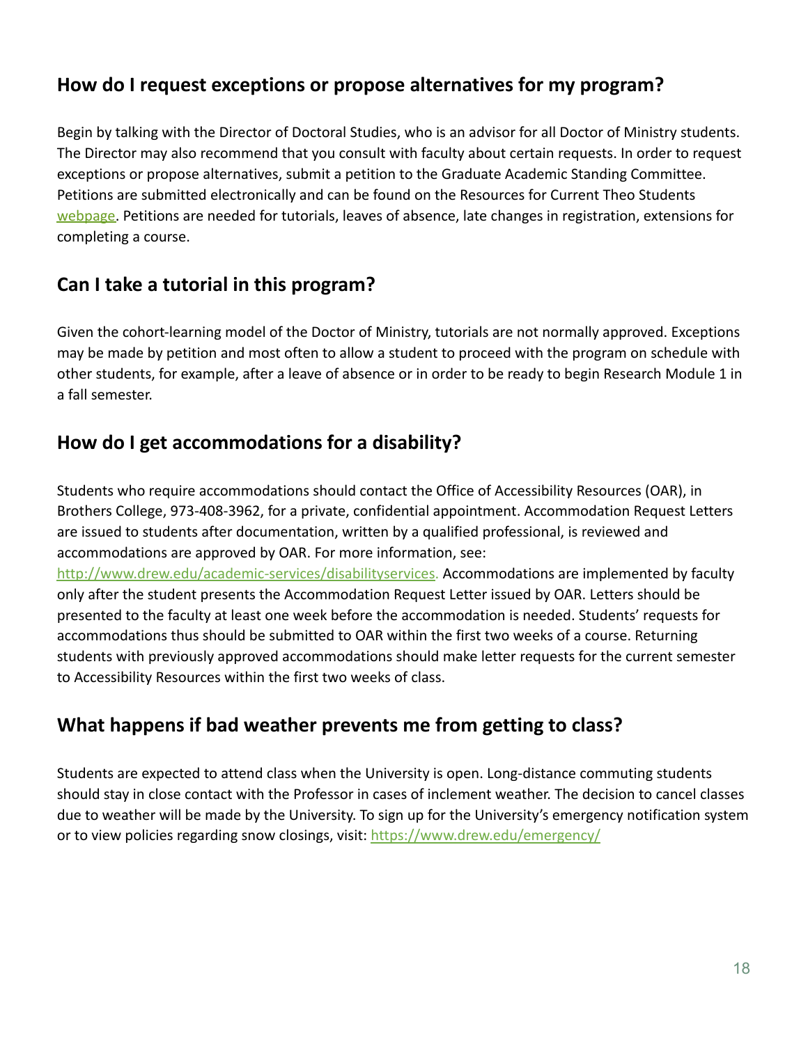## How do I request exceptions or propose alternatives for my program?

Begin by talking with the Director of Doctoral Studies, who is an advisor for all Doctor of Ministry students. The Director may also recommend that you consult with faculty about certain requests. In order to request exceptions or propose alternatives, submit a petition to the Graduate Academic Standing Committee. Petitions are submitted electronically and can be found on the Resources for Current Theo Students webpage. Petitions are needed for tutorials, leaves of absence, late changes in registration, extensions for completing a course.

## Can I take a tutorial in this program?

Given the cohort-learning model of the Doctor of Ministry, tutorials are not normally approved. Exceptions may be made by petition and most often to allow a student to proceed with the program on schedule with other students, for example, after a leave of absence or in order to be ready to begin Research Module 1 in a fall semester.

## How do I get accommodations for a disability?

Students who require accommodations should contact the Office of Accessibility Resources (OAR), in Brothers College, 973-408-3962, for a private, confidential appointment. Accommodation Request Letters are issued to students after documentation, written by a qualified professional, is reviewed and accommodations are approved by OAR. For more information, see: http://www.drew.edu/academic-services/disabilityservices. Accommodations are implemented by faculty only after the student presents the Accommodation Request Letter issued by OAR. Letters should be presented to the faculty at least one week before the accommodation is needed. Students' requests for accommodations thus should be submitted to OAR within the first two weeks of a course. Returning students with previously approved accommodations should make letter requests for the current semester to Accessibility Resources within the first two weeks of class.

## What happens if bad weather prevents me from getting to class?

Students are expected to attend class when the University is open. Long-distance commuting students should stay in close contact with the Professor in cases of inclement weather. The decision to cancel classes due to weather will be made by the University. To sign up for the University's emergency notification system or to view policies regarding snow closings, visit: https://www.drew.edu/emergency/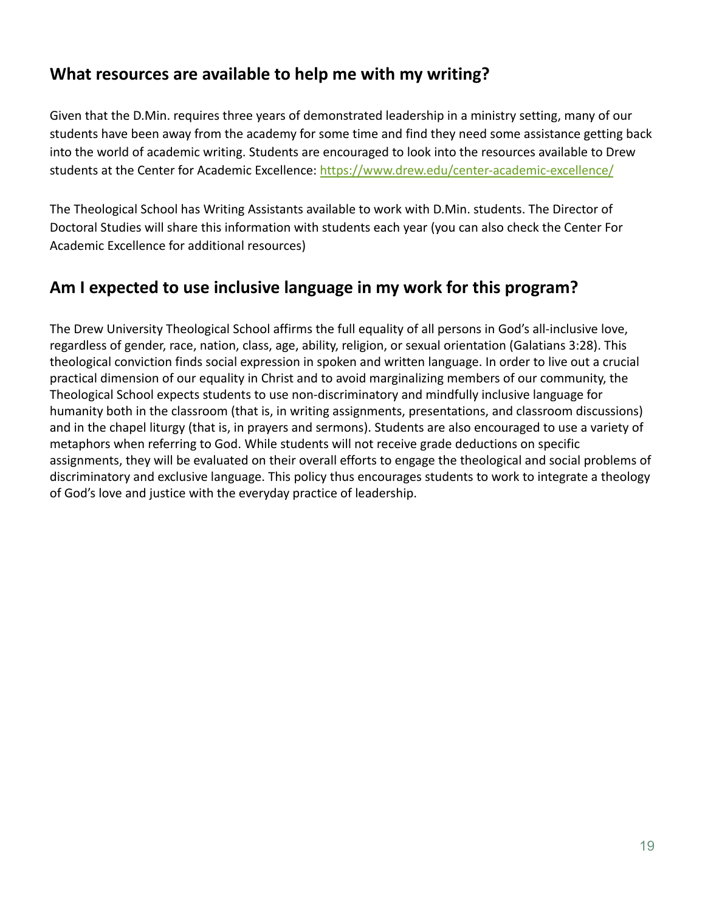## What resources are available to help me with my writing?

Given that the D.Min. requires three years of demonstrated leadership in a ministry setting, many of our students have been away from the academy for some time and find they need some assistance getting back into the world of academic writing. Students are encouraged to look into the resources available to Drew students at the Center for Academic Excellence: [https://www.drew.edu/center-academic-excellence/](https://www.drew.edu/center-academic-excellence/)

The Theological School has Writing Assistants available to work with D.Min. students. The Director of Doctoral Studies will share this information with students each year (you can also check the Center For Academic Excellence for additional resources)

## Am I expected to use inclusive language in my work for this program?

The Drew University Theological School affirms the full equality of all persons in God's all-inclusive love, regardless of gender, race, nation, class, age, ability, religion, or sexual orientation (Galatians 3:28). This theological conviction finds social expression in spoken and written language. In order to live out a crucial practical dimension of our equality in Christ and to avoid marginalizing members of our community, the Theological School expects students to use non-discriminatory and mindfully inclusive language for humanity both in the classroom (that is, in writing assignments, presentations, and classroom discussions) and in the chapel liturgy (that is, in prayers and sermons). Students are also encouraged to use a variety of metaphors when referring to God. While students will not receive grade deductions on specific assignments, they will be evaluated on their overall efforts to engage the theological and social problems of discriminatory and exclusive language. This policy thus encourages students to work to integrate a theology of God's love and justice with the everyday practice of leadership.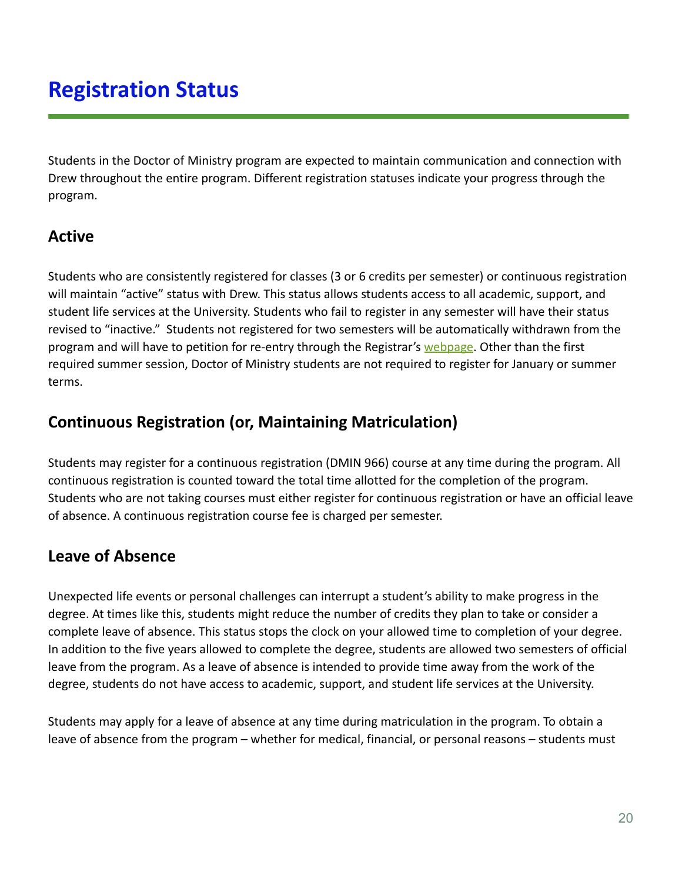# Registration Status

Students in the Doctor of Ministry program are expected to maintain communication and connection with Drew throughout the entire program. Different registration statuses indicate your progress through the program.

## Active

Students who are consistently registered for classes (3 or 6 credits per semester) or continuous registration will maintain "active" status with Drew. This status allows students access to all academic, support, and student life services at the University. Students who fail to register in any semester will have their status revised to "inactive." Students not registered for two semesters will be automatically withdrawn from the program and will have to petition for re-entry through the Registrar's webpage. Other than the first required summer session, Doctor of Ministry students are not required to register for January or summer terms.

## Continuous Registration (or, Maintaining Matriculation)

Students may register for a continuous registration (DMIN 966) course at any time during the program. All continuous registration is counted toward the total time allotted for the completion of the program. Students who are not taking courses must either register for continuous registration or have an official leave of absence. A continuous registration course fee is charged per semester.

## Leave of Absence

Unexpected life events or personal challenges can interrupt a student's ability to make progress in the degree. At times like this, students might reduce the number of credits they plan to take or consider a complete leave of absence. This status stops the clock on your allowed time to completion of your degree. In addition to the five years allowed to complete the degree, students are allowed two semesters of official leave from the program. As a leave of absence is intended to provide time away from the work of the degree, students do not have access to academic, support, and student life services at the University.

Students may apply for a leave of absence at any time during matriculation in the program. To obtain a leave of absence from the program – whether for medical, financial, or personal reasons – students must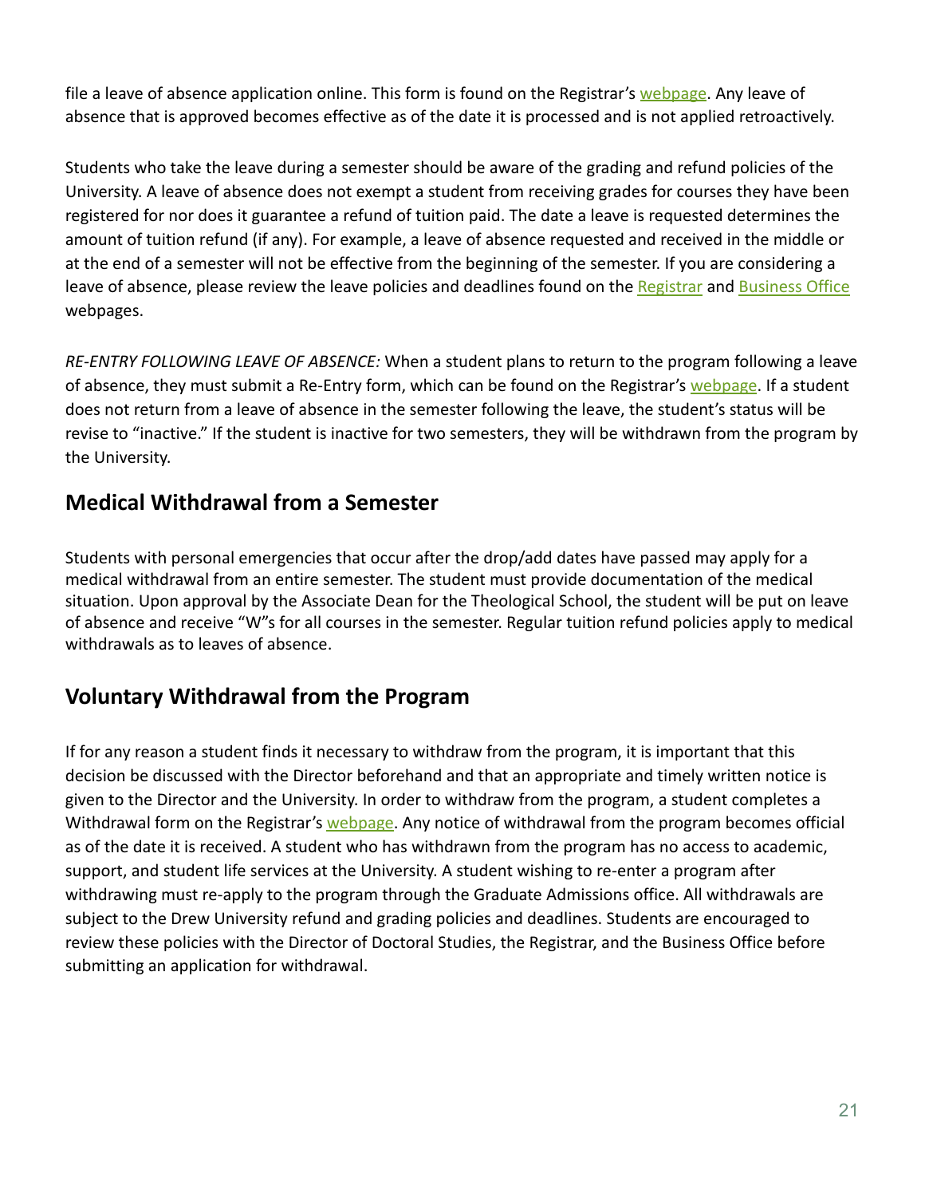file a leave of absence application online. This form is found on the Registrar's webpage. Any leave of absence that is approved becomes effective as of the date it is processed and is not applied retroactively.

Students who take the leave during a semester should be aware of the grading and refund policies of the University. A leave of absence does not exempt a student from receiving grades for courses they have been registered for nor does it guarantee a refund of tuition paid. The date a leave is requested determines the amount of tuition refund (if any). For example, a leave of absence requested and received in the middle or at the end of a semester will not be effective from the beginning of the semester. If you are considering a leave of absence, please review the leave policies and deadlines found on the Registrar and Business Office webpages.

*RE-ENTRY FOLLOWING LEAVE OF ABSENCE:* When a student plans to return to the program following a leave of absence, they must submit a Re-Entry form, which can be found on the Registrar's webpage. If a student does not return from a leave of absence in the semester following the leave, the student's status will be revise to "inactive." If the student is inactive for two semesters, they will be withdrawn from the program by the University.

## Medical Withdrawal from a Semester

Students with personal emergencies that occur after the drop/add dates have passed may apply for a medical withdrawal from an entire semester. The student must provide documentation of the medical situation. Upon approval by the Associate Dean for the Theological School, the student will be put on leave of absence and receive "W"s for all courses in the semester. Regular tuition refund policies apply to medical withdrawals as to leaves of absence.

## Voluntary Withdrawal from the Program

If for any reason a student finds it necessary to withdraw from the program, it is important that this decision be discussed with the Director beforehand and that an appropriate and timely written notice is given to the Director and the University. In order to withdraw from the program, a student completes a Withdrawal form on the Registrar's webpage. Any notice of withdrawal from the program becomes official as of the date it is received. A student who has withdrawn from the program has no access to academic, support, and student life services at the University. A student wishing to re-enter a program after withdrawing must re-apply to the program through the Graduate Admissions office. All withdrawals are subject to the Drew University refund and grading policies and deadlines. Students are encouraged to review these policies with the Director of Doctoral Studies, the Registrar, and the Business Office before submitting an application for withdrawal.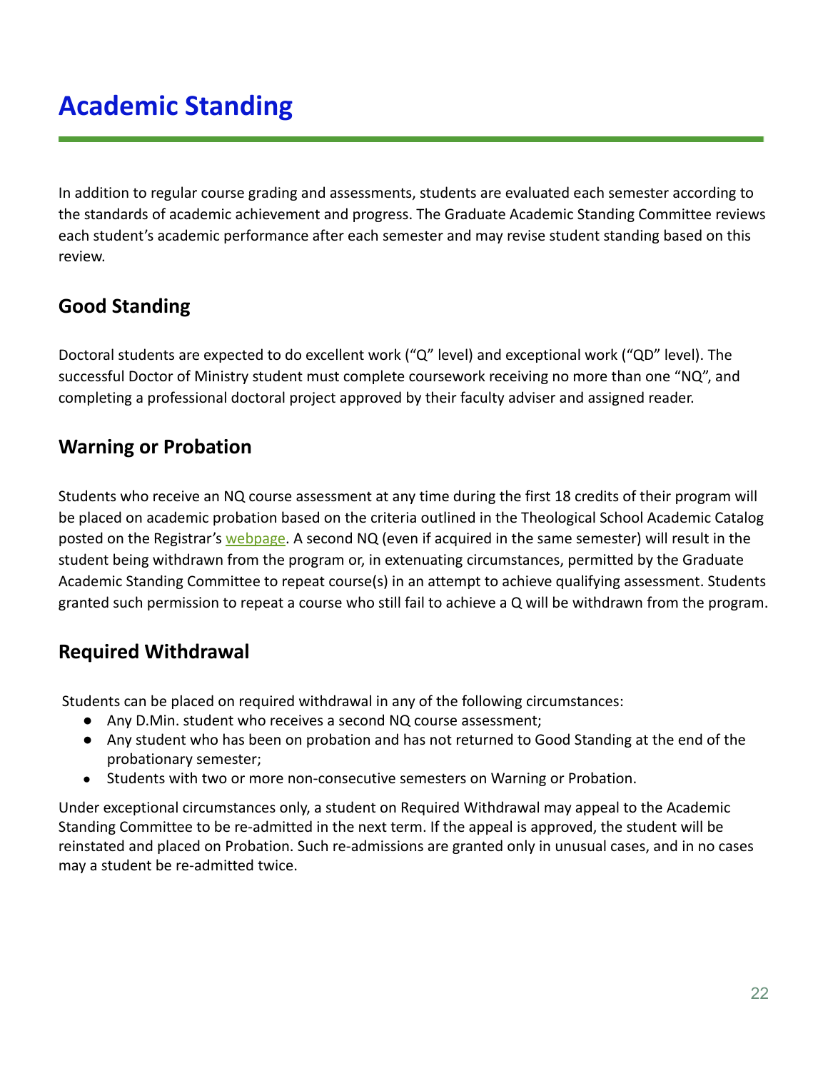# Academic Standing

In addition to regular course grading and assessments, students are evaluated each semester according to the standards of academic achievement and progress. The Graduate Academic Standing Committee reviews each student's academic performance after each semester and may revise student standing based on this review.

## Good Standing

Doctoral students are expected to do excellent work ("Q" level) and exceptional work ("QD" level). The successful Doctor of Ministry student must complete coursework receiving no more than one "NQ", and completing a professional doctoral project approved by their faculty adviser and assigned reader.

## Warning or Probation

Students who receive an NQ course assessment at any time during the first 18 credits of their program will be placed on academic probation based on the criteria outlined in the Theological School Academic Catalog posted on the Registrar's webpage. A second NQ (even if acquired in the same semester) will result in the student being withdrawn from the program or, in extenuating circumstances, permitted by the Graduate Academic Standing Committee to repeat course(s) in an attempt to achieve qualifying assessment. Students granted such permission to repeat a course who still fail to achieve a Q will be withdrawn from the program.

## Required Withdrawal

Students can be placed on required withdrawal in any of the following circumstances:

- Any D.Min. student who receives a second NQ course assessment;
- Any student who has been on probation and has not returned to Good Standing at the end of the probationary semester;
- Students with two or more non-consecutive semesters on Warning or Probation.

Under exceptional circumstances only, a student on Required Withdrawal may appeal to the Academic Standing Committee to be re-admitted in the next term. If the appeal is approved, the student will be reinstated and placed on Probation. Such re-admissions are granted only in unusual cases, and in no cases may a student be re-admitted twice.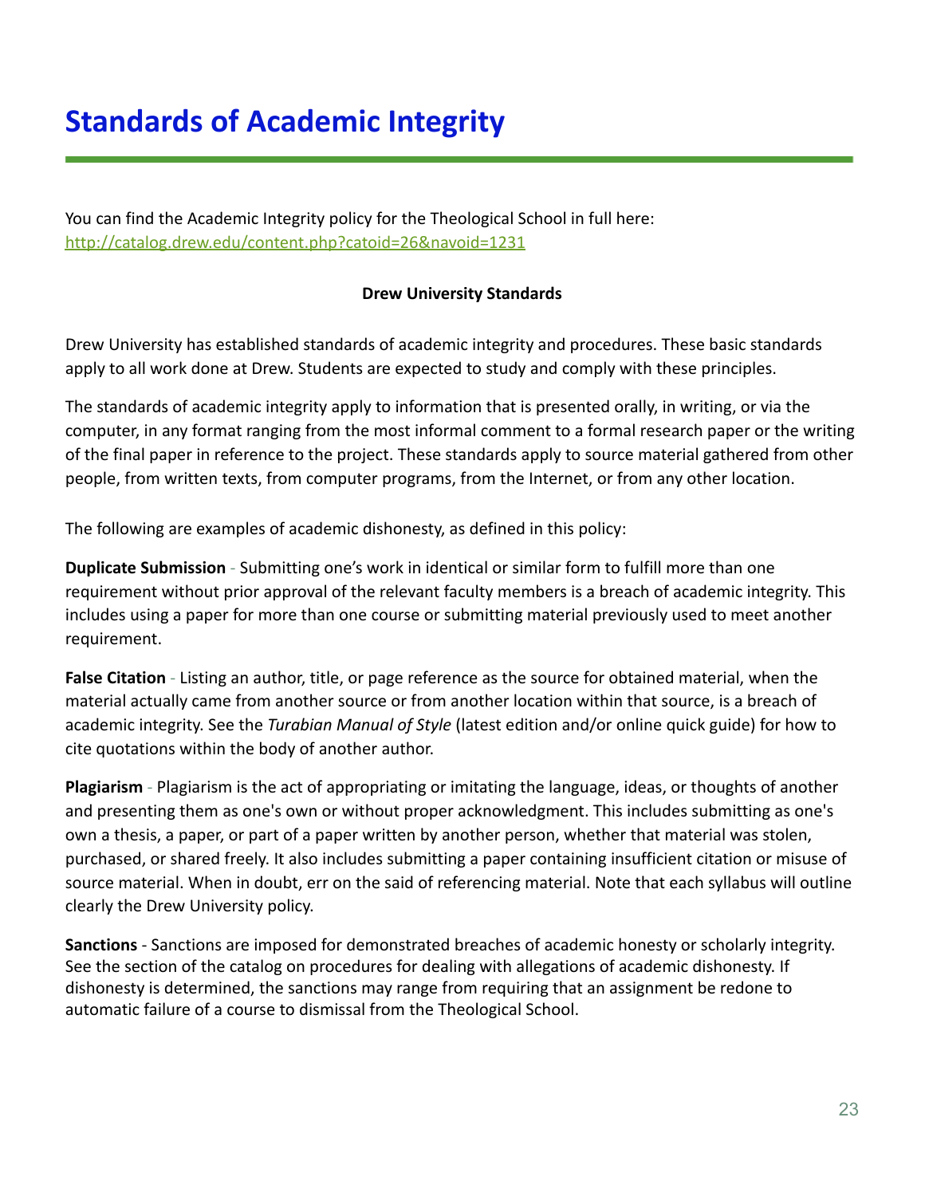# Standards of Academic Integrity

You can find the Academic Integrity policy for the Theological School in full here: http://catalog.drew.edu/content.php?catoid=26&navoid=1231

**Drew University Standards**

Drew University has established standards of academic integrity and procedures. These basic standards apply to all work done at Drew. Students are expected to study and comply with these principles.

The standards of academic integrity apply to information that is presented orally, in writing, or via the computer, in any format ranging from the most informal comment to a formal research paper or the writing of the final paper in reference to the project. These standards apply to source material gathered from other people, from written texts, from computer programs, from the Internet, or from any other location.

The following are examples of academic dishonesty, as defined in this policy:

**Duplicate Submission** - Submitting one's work in identical or similar form to fulfill more than one requirement without prior approval of the relevant faculty members is a breach of academic integrity. This includes using a paper for more than one course or submitting material previously used to meet another requirement.

**False Citation** - Listing an author, title, or page reference as the source for obtained material, when the material actually came from another source or from another location within that source, is a breach of academic integrity. See the *Turabian Manual of Style* (latest edition and/or online quick guide) for how to cite quotations within the body of another author.

**Plagiarism** - Plagiarism is the act of appropriating or imitating the language, ideas, or thoughts of another and presenting them as one's own or without proper acknowledgment. This includes submitting as one's own a thesis, a paper, or part of a paper written by another person, whether that material was stolen, purchased, or shared freely. It also includes submitting a paper containing insufficient citation or misuse of source material. When in doubt, err on the said of referencing material. Note that each syllabus will outline clearly the Drew University policy.

**Sanctions** - Sanctions are imposed for demonstrated breaches of academic honesty or scholarly integrity. See the section of the catalog on procedures for dealing with allegations of academic dishonesty. If dishonesty is determined, the sanctions may range from requiring that an assignment be redone to automatic failure of a course to dismissal from the Theological School.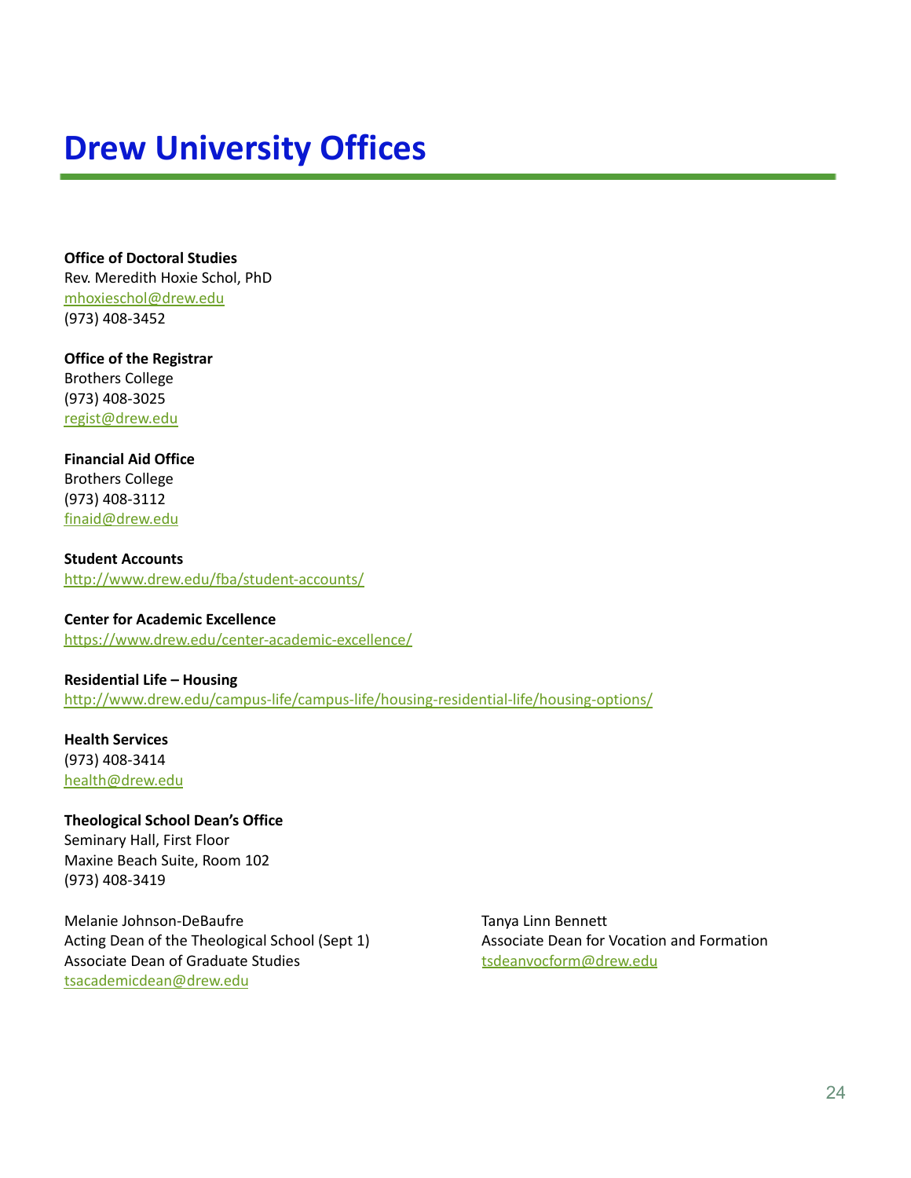# Drew University Offices

**Office of Doctoral Studies**
Rev. Meredith Hoxie Schol, PhD
mhoxieschol@drew.edu
(973) 408-3452

**Office of the Registrar**
Brothers College
(973) 408-3025
regist@drew.edu

**Financial Aid Office**
Brothers College
(973) 408-3112
finaid@drew.edu

**Student Accounts**
http://www.drew.edu/fba/student-accounts/

**Center for Academic Excellence**
https://www.drew.edu/center-academic-excellence/

**Residential Life – Housing**
http://www.drew.edu/campus-life/campus-life/housing-residential-life/housing-options/

**Health Services**
(973) 408-3414
health@drew.edu

**Theological School Dean's Office**
Seminary Hall, First Floor
Maxine Beach Suite, Room 102
(973) 408-3419

Melanie Johnson-DeBaufre
Acting Dean of the Theological School (Sept 1)
Associate Dean of Graduate Studies
tsacademicdean@drew.edu

Tanya Linn Bennett
Associate Dean for Vocation and Formation
tsdeanvocform@drew.edu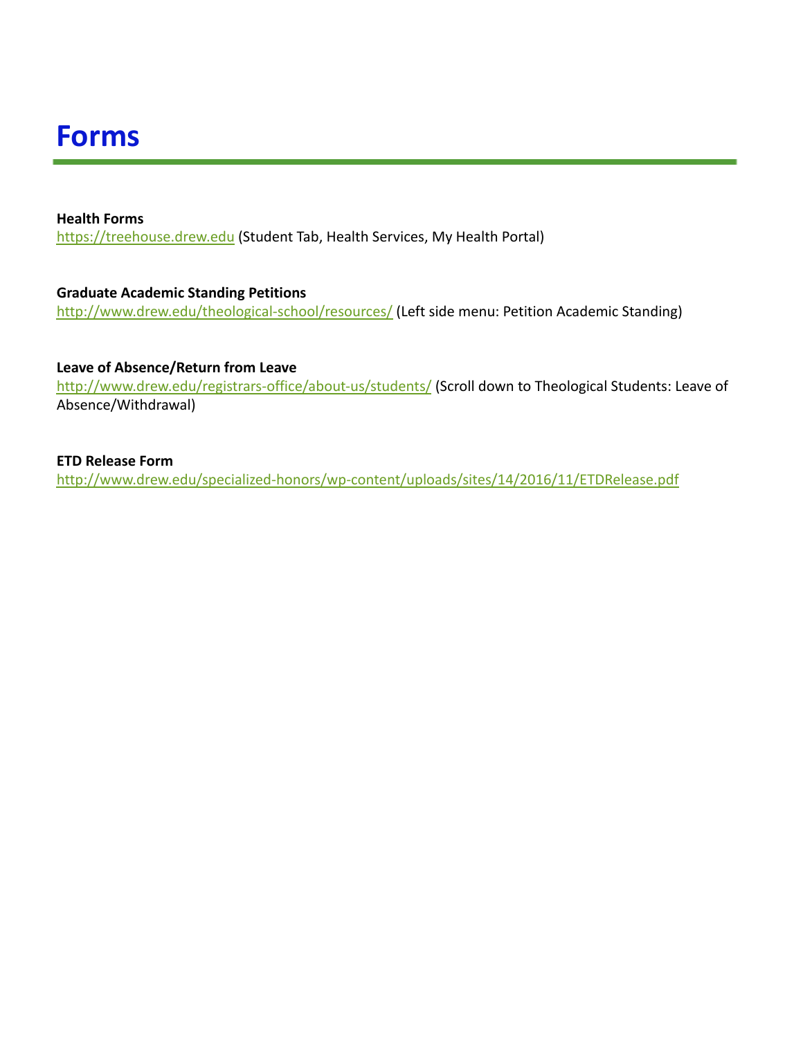# Forms

**Health Forms**
[https://treehouse.drew.edu](https://treehouse.drew.edu) (Student Tab, Health Services, My Health Portal)

**Graduate Academic Standing Petitions**
[http://www.drew.edu/theological-school/resources/](http://www.drew.edu/theological-school/resources/) (Left side menu: Petition Academic Standing)

**Leave of Absence/Return from Leave**
[http://www.drew.edu/registrars-office/about-us/students/](http://www.drew.edu/registrars-office/about-us/students/) (Scroll down to Theological Students: Leave of Absence/Withdrawal)

**ETD Release Form**
[http://www.drew.edu/specialized-honors/wp-content/uploads/sites/14/2016/11/ETDRelease.pdf](http://www.drew.edu/specialized-honors/wp-content/uploads/sites/14/2016/11/ETDRelease.pdf)